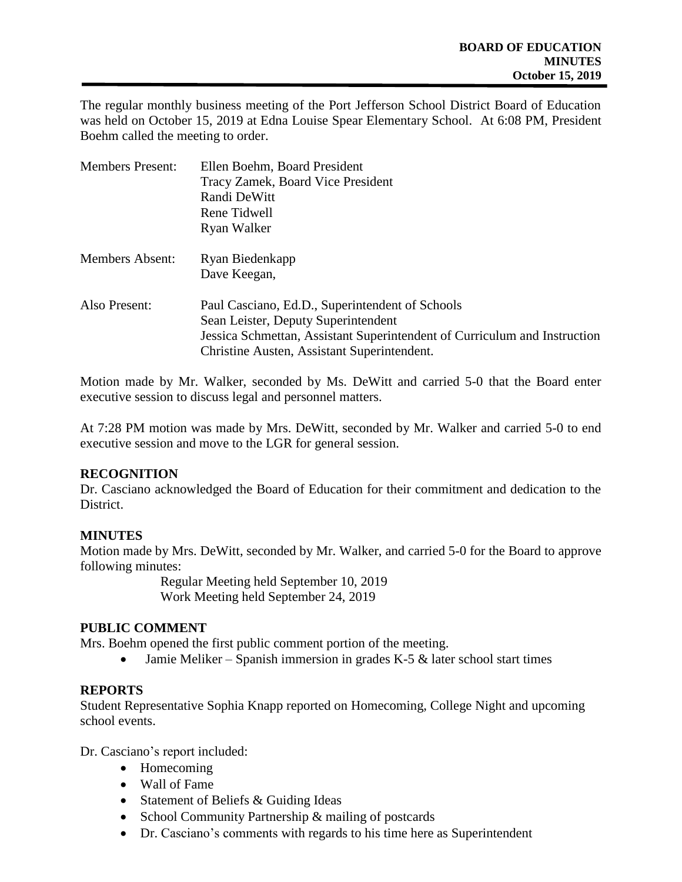**BOARD OF EDUCATION**
**MINUTES**
**October 15, 2019**

The regular monthly business meeting of the Port Jefferson School District Board of Education was held on October 15, 2019 at Edna Louise Spear Elementary School. At 6:08 PM, President Boehm called the meeting to order.

| | |
|---|---|
| Members Present: | Ellen Boehm, Board President<br>Tracy Zamek, Board Vice President<br>Randi DeWitt<br>Rene Tidwell<br>Ryan Walker |
| Members Absent: | Ryan Biedenkapp<br>Dave Keegan, |
| Also Present: | Paul Casciano, Ed.D., Superintendent of Schools<br>Sean Leister, Deputy Superintendent<br>Jessica Schmettan, Assistant Superintendent of Curriculum and Instruction<br>Christine Austen, Assistant Superintendent. |

Motion made by Mr. Walker, seconded by Ms. DeWitt and carried 5-0 that the Board enter executive session to discuss legal and personnel matters.

At 7:28 PM motion was made by Mrs. DeWitt, seconded by Mr. Walker and carried 5-0 to end executive session and move to the LGR for general session.

**RECOGNITION**

Dr. Casciano acknowledged the Board of Education for their commitment and dedication to the District.

**MINUTES**

Motion made by Mrs. DeWitt, seconded by Mr. Walker, and carried 5-0 for the Board to approve following minutes:

Regular Meeting held September 10, 2019
Work Meeting held September 24, 2019

**PUBLIC COMMENT**

Mrs. Boehm opened the first public comment portion of the meeting.

- Jamie Meliker – Spanish immersion in grades K-5 & later school start times

**REPORTS**

Student Representative Sophia Knapp reported on Homecoming, College Night and upcoming school events.

Dr. Casciano's report included:

- Homecoming
- Wall of Fame
- Statement of Beliefs & Guiding Ideas
- School Community Partnership & mailing of postcards
- Dr. Casciano's comments with regards to his time here as Superintendent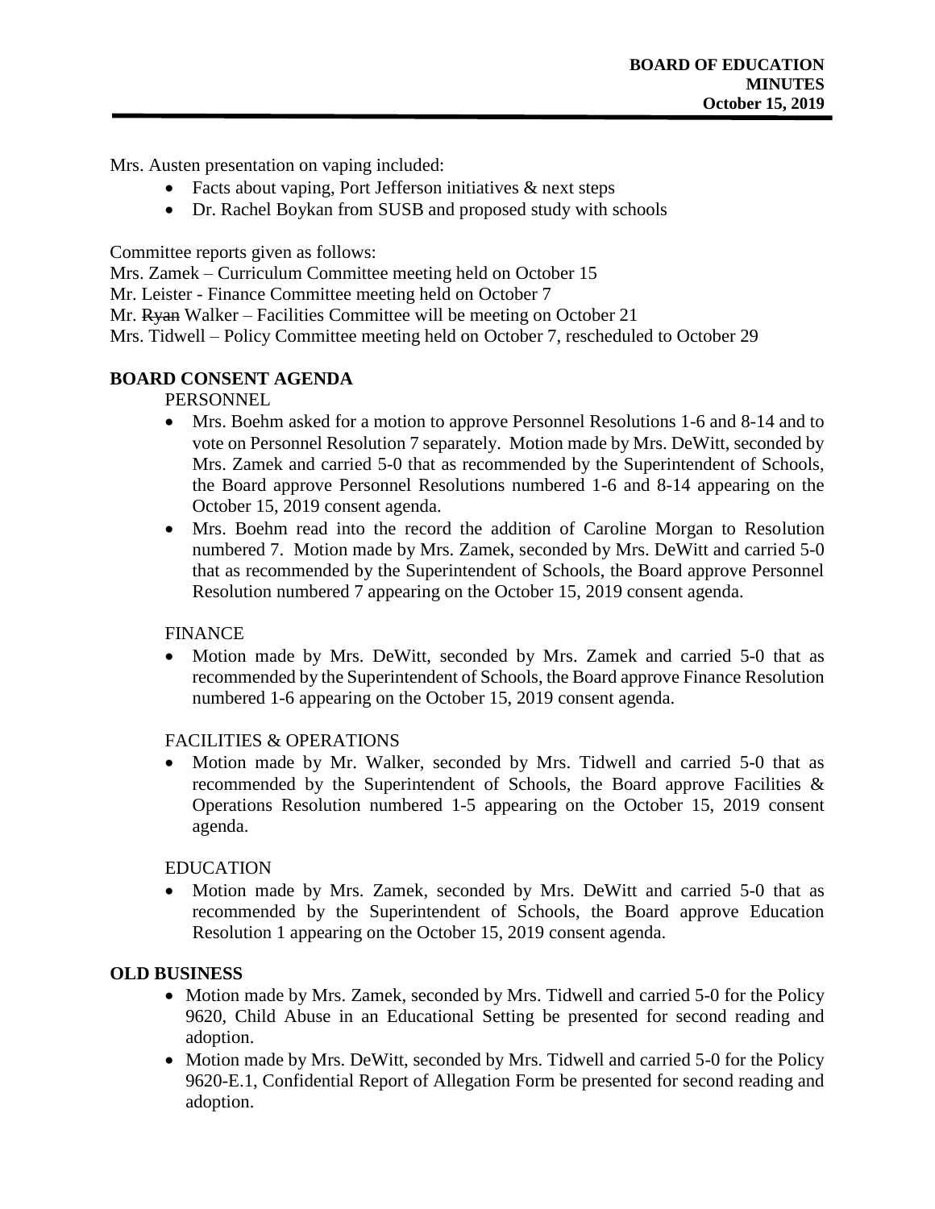Mrs. Austen presentation on vaping included:

- Facts about vaping, Port Jefferson initiatives & next steps
- Dr. Rachel Boykan from SUSB and proposed study with schools

Committee reports given as follows:
Mrs. Zamek – Curriculum Committee meeting held on October 15
Mr. Leister - Finance Committee meeting held on October 7
Mr. ~~Ryan~~ Walker – Facilities Committee will be meeting on October 21
Mrs. Tidwell – Policy Committee meeting held on October 7, rescheduled to October 29

## BOARD CONSENT AGENDA

PERSONNEL

- Mrs. Boehm asked for a motion to approve Personnel Resolutions 1-6 and 8-14 and to vote on Personnel Resolution 7 separately. Motion made by Mrs. DeWitt, seconded by Mrs. Zamek and carried 5-0 that as recommended by the Superintendent of Schools, the Board approve Personnel Resolutions numbered 1-6 and 8-14 appearing on the October 15, 2019 consent agenda.
- Mrs. Boehm read into the record the addition of Caroline Morgan to Resolution numbered 7. Motion made by Mrs. Zamek, seconded by Mrs. DeWitt and carried 5-0 that as recommended by the Superintendent of Schools, the Board approve Personnel Resolution numbered 7 appearing on the October 15, 2019 consent agenda.

FINANCE

- Motion made by Mrs. DeWitt, seconded by Mrs. Zamek and carried 5-0 that as recommended by the Superintendent of Schools, the Board approve Finance Resolution numbered 1-6 appearing on the October 15, 2019 consent agenda.

FACILITIES & OPERATIONS

- Motion made by Mr. Walker, seconded by Mrs. Tidwell and carried 5-0 that as recommended by the Superintendent of Schools, the Board approve Facilities & Operations Resolution numbered 1-5 appearing on the October 15, 2019 consent agenda.

EDUCATION

- Motion made by Mrs. Zamek, seconded by Mrs. DeWitt and carried 5-0 that as recommended by the Superintendent of Schools, the Board approve Education Resolution 1 appearing on the October 15, 2019 consent agenda.

## OLD BUSINESS

- Motion made by Mrs. Zamek, seconded by Mrs. Tidwell and carried 5-0 for the Policy 9620, Child Abuse in an Educational Setting be presented for second reading and adoption.
- Motion made by Mrs. DeWitt, seconded by Mrs. Tidwell and carried 5-0 for the Policy 9620-E.1, Confidential Report of Allegation Form be presented for second reading and adoption.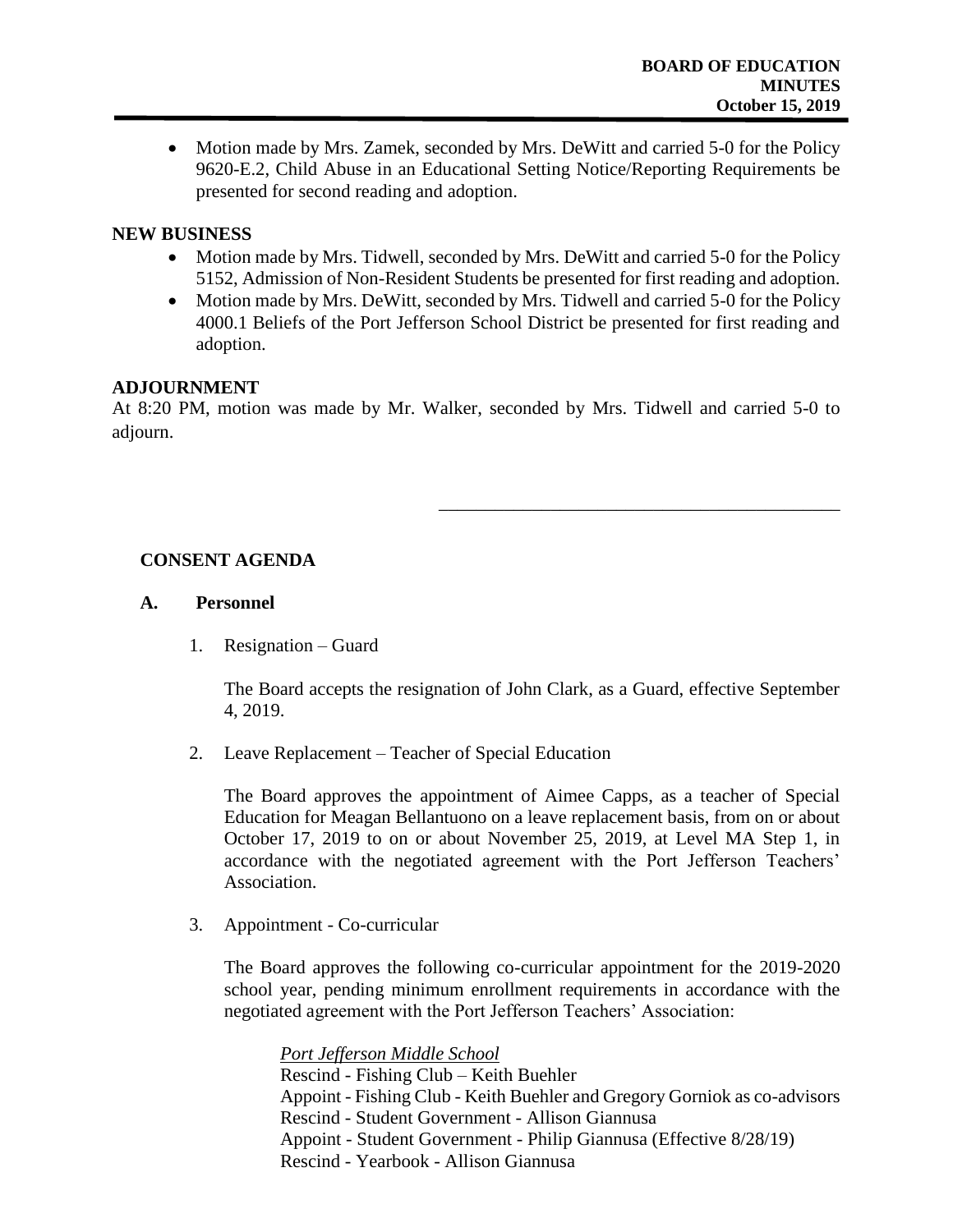- Motion made by Mrs. Zamek, seconded by Mrs. DeWitt and carried 5-0 for the Policy 9620-E.2, Child Abuse in an Educational Setting Notice/Reporting Requirements be presented for second reading and adoption.

## NEW BUSINESS

- Motion made by Mrs. Tidwell, seconded by Mrs. DeWitt and carried 5-0 for the Policy 5152, Admission of Non-Resident Students be presented for first reading and adoption.
- Motion made by Mrs. DeWitt, seconded by Mrs. Tidwell and carried 5-0 for the Policy 4000.1 Beliefs of the Port Jefferson School District be presented for first reading and adoption.

## ADJOURNMENT

At 8:20 PM, motion was made by Mr. Walker, seconded by Mrs. Tidwell and carried 5-0 to adjourn.

\_\_\_\_\_\_\_\_\_\_\_\_\_\_\_\_\_\_\_\_\_\_\_\_\_\_\_\_\_\_\_\_\_\_\_\_\_\_\_\_\_\_

## CONSENT AGENDA

### A. Personnel

1. Resignation – Guard

   The Board accepts the resignation of John Clark, as a Guard, effective September 4, 2019.

2. Leave Replacement – Teacher of Special Education

   The Board approves the appointment of Aimee Capps, as a teacher of Special Education for Meagan Bellantuono on a leave replacement basis, from on or about October 17, 2019 to on or about November 25, 2019, at Level MA Step 1, in accordance with the negotiated agreement with the Port Jefferson Teachers' Association.

3. Appointment - Co-curricular

   The Board approves the following co-curricular appointment for the 2019-2020 school year, pending minimum enrollment requirements in accordance with the negotiated agreement with the Port Jefferson Teachers' Association:

   *Port Jefferson Middle School*
   Rescind - Fishing Club – Keith Buehler
   Appoint - Fishing Club - Keith Buehler and Gregory Gorniok as co-advisors
   Rescind - Student Government - Allison Giannusa
   Appoint - Student Government - Philip Giannusa (Effective 8/28/19)
   Rescind - Yearbook - Allison Giannusa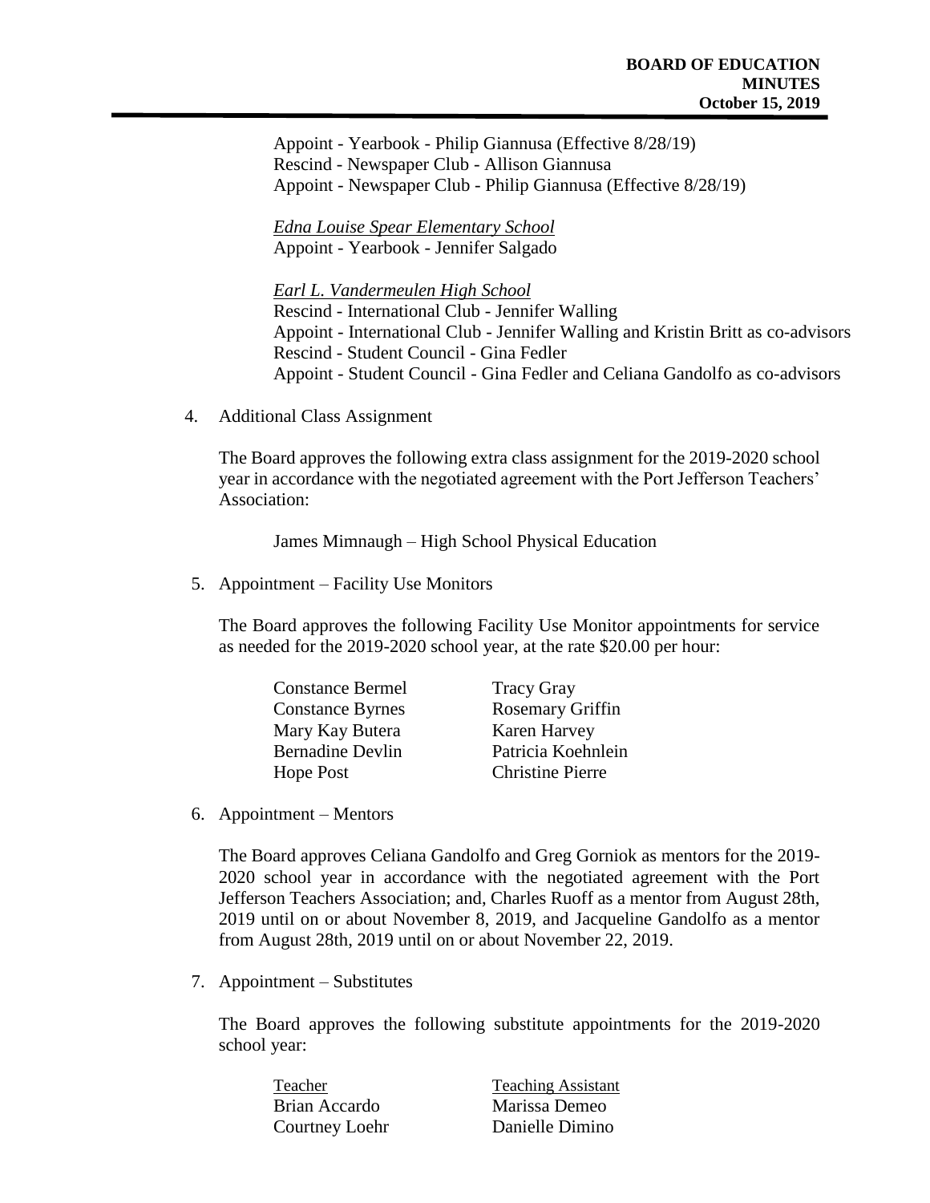Appoint - Yearbook - Philip Giannusa (Effective 8/28/19)
Rescind - Newspaper Club - Allison Giannusa
Appoint - Newspaper Club - Philip Giannusa (Effective 8/28/19)

*Edna Louise Spear Elementary School*
Appoint - Yearbook - Jennifer Salgado

*Earl L. Vandermeulen High School*
Rescind - International Club - Jennifer Walling
Appoint - International Club - Jennifer Walling and Kristin Britt as co-advisors
Rescind - Student Council - Gina Fedler
Appoint - Student Council - Gina Fedler and Celiana Gandolfo as co-advisors

4. Additional Class Assignment

   The Board approves the following extra class assignment for the 2019-2020 school year in accordance with the negotiated agreement with the Port Jefferson Teachers' Association:

   James Mimnaugh – High School Physical Education

5. Appointment – Facility Use Monitors

   The Board approves the following Facility Use Monitor appointments for service as needed for the 2019-2020 school year, at the rate $20.00 per hour:

   | | |
   |---|---|
   | Constance Bermel | Tracy Gray |
   | Constance Byrnes | Rosemary Griffin |
   | Mary Kay Butera | Karen Harvey |
   | Bernadine Devlin | Patricia Koehnlein |
   | Hope Post | Christine Pierre |

6. Appointment – Mentors

   The Board approves Celiana Gandolfo and Greg Gorniok as mentors for the 2019-2020 school year in accordance with the negotiated agreement with the Port Jefferson Teachers Association; and, Charles Ruoff as a mentor from August 28th, 2019 until on or about November 8, 2019, and Jacqueline Gandolfo as a mentor from August 28th, 2019 until on or about November 22, 2019.

7. Appointment – Substitutes

   The Board approves the following substitute appointments for the 2019-2020 school year:

   | Teacher | Teaching Assistant |
   |---|---|
   | Brian Accardo | Marissa Demeo |
   | Courtney Loehr | Danielle Dimino |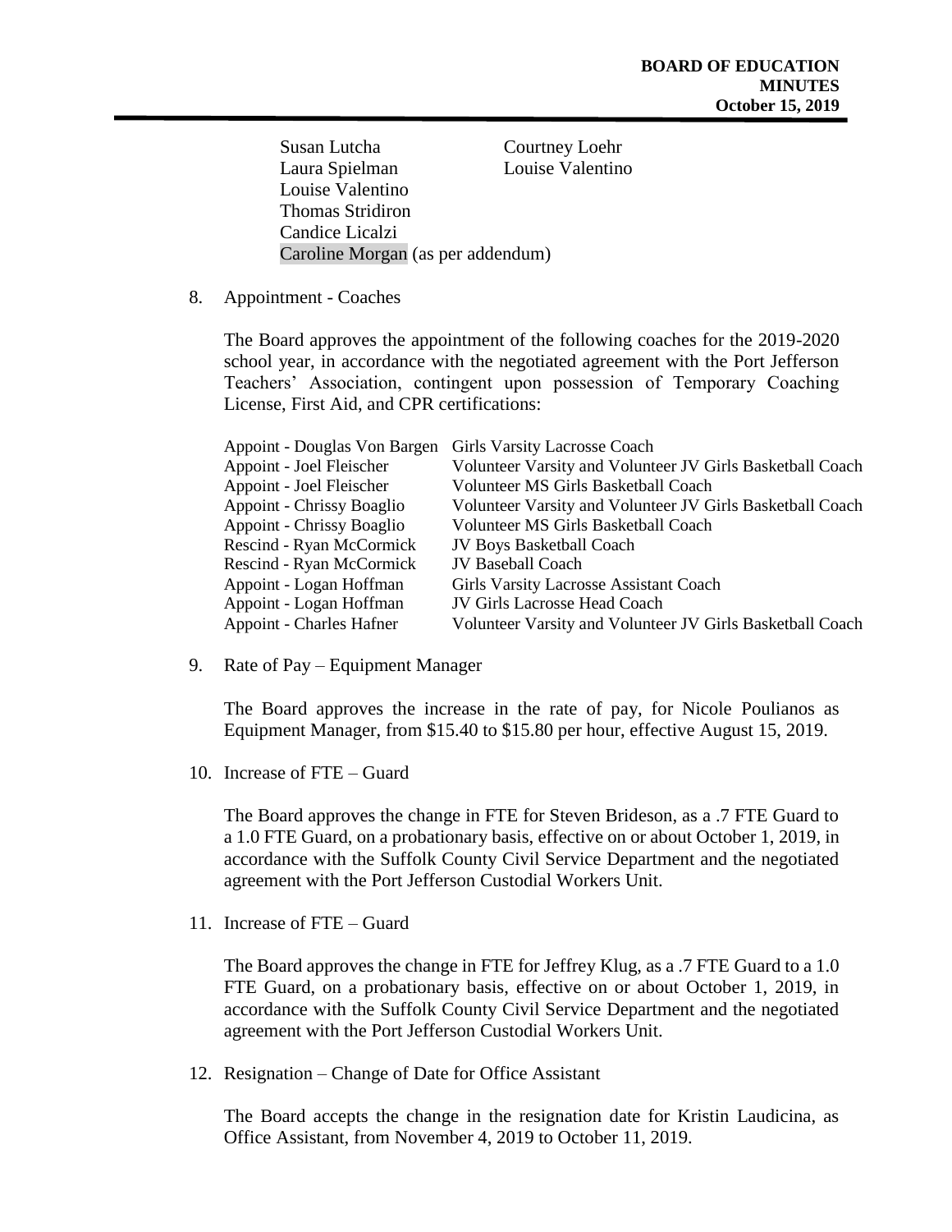Susan Lutcha | Courtney Loehr
Laura Spielman | Louise Valentino
Louise Valentino
Thomas Stridiron
Candice Licalzi
Caroline Morgan (as per addendum)

8. Appointment - Coaches

   The Board approves the appointment of the following coaches for the 2019-2020 school year, in accordance with the negotiated agreement with the Port Jefferson Teachers' Association, contingent upon possession of Temporary Coaching License, First Aid, and CPR certifications:

| | |
|---|---|
| Appoint - Douglas Von Bargen | Girls Varsity Lacrosse Coach |
| Appoint - Joel Fleischer | Volunteer Varsity and Volunteer JV Girls Basketball Coach |
| Appoint - Joel Fleischer | Volunteer MS Girls Basketball Coach |
| Appoint - Chrissy Boaglio | Volunteer Varsity and Volunteer JV Girls Basketball Coach |
| Appoint - Chrissy Boaglio | Volunteer MS Girls Basketball Coach |
| Rescind - Ryan McCormick | JV Boys Basketball Coach |
| Rescind - Ryan McCormick | JV Baseball Coach |
| Appoint - Logan Hoffman | Girls Varsity Lacrosse Assistant Coach |
| Appoint - Logan Hoffman | JV Girls Lacrosse Head Coach |
| Appoint - Charles Hafner | Volunteer Varsity and Volunteer JV Girls Basketball Coach |

9. Rate of Pay – Equipment Manager

   The Board approves the increase in the rate of pay, for Nicole Poulianos as Equipment Manager, from $15.40 to $15.80 per hour, effective August 15, 2019.

10. Increase of FTE – Guard

    The Board approves the change in FTE for Steven Brideson, as a .7 FTE Guard to a 1.0 FTE Guard, on a probationary basis, effective on or about October 1, 2019, in accordance with the Suffolk County Civil Service Department and the negotiated agreement with the Port Jefferson Custodial Workers Unit.

11. Increase of FTE – Guard

    The Board approves the change in FTE for Jeffrey Klug, as a .7 FTE Guard to a 1.0 FTE Guard, on a probationary basis, effective on or about October 1, 2019, in accordance with the Suffolk County Civil Service Department and the negotiated agreement with the Port Jefferson Custodial Workers Unit.

12. Resignation – Change of Date for Office Assistant

    The Board accepts the change in the resignation date for Kristin Laudicina, as Office Assistant, from November 4, 2019 to October 11, 2019.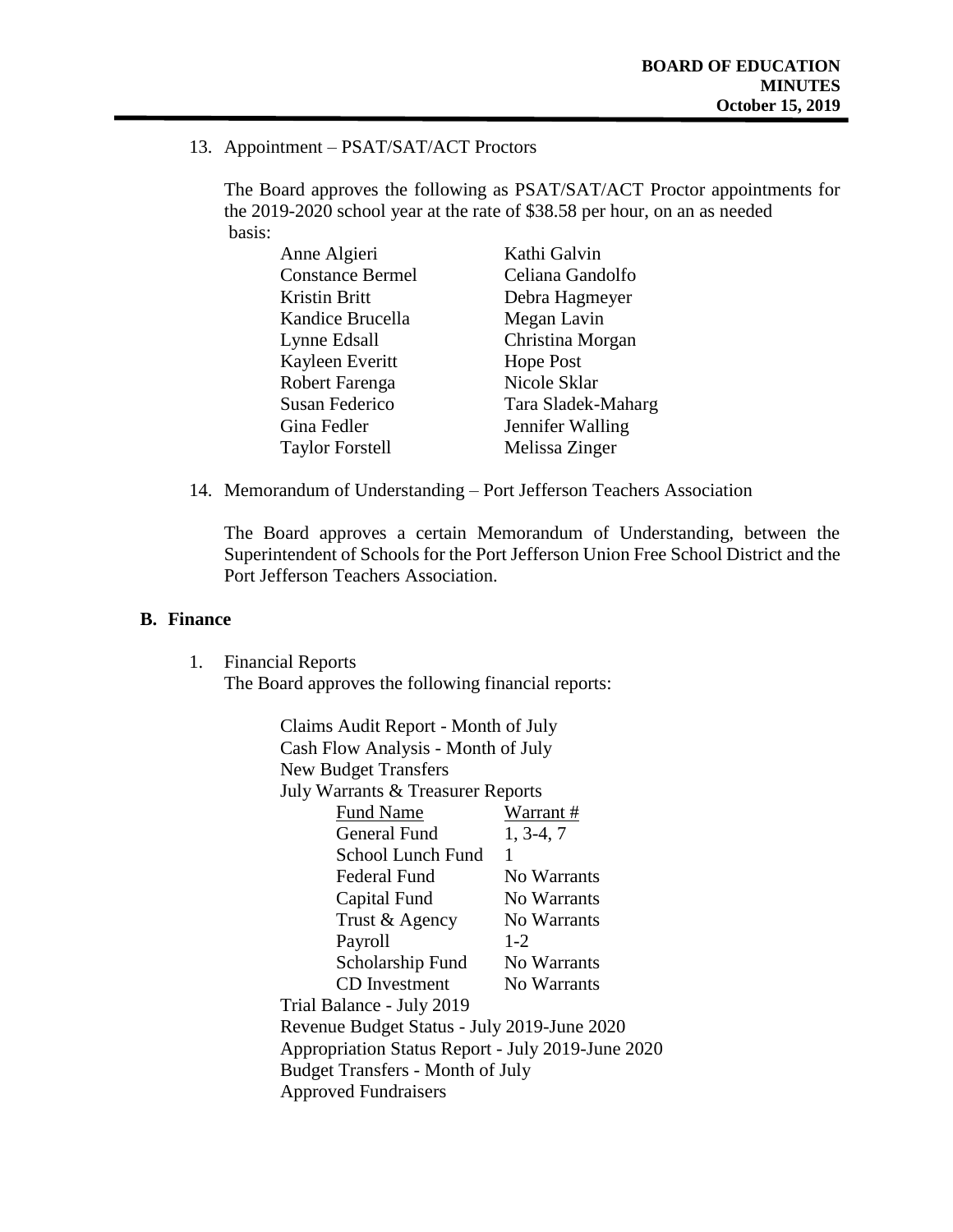13. Appointment – PSAT/SAT/ACT Proctors

    The Board approves the following as PSAT/SAT/ACT Proctor appointments for the 2019-2020 school year at the rate of $38.58 per hour, on an as needed basis:

    | | |
    |---|---|
    | Anne Algieri | Kathi Galvin |
    | Constance Bermel | Celiana Gandolfo |
    | Kristin Britt | Debra Hagmeyer |
    | Kandice Brucella | Megan Lavin |
    | Lynne Edsall | Christina Morgan |
    | Kayleen Everitt | Hope Post |
    | Robert Farenga | Nicole Sklar |
    | Susan Federico | Tara Sladek-Maharg |
    | Gina Fedler | Jennifer Walling |
    | Taylor Forstell | Melissa Zinger |

14. Memorandum of Understanding – Port Jefferson Teachers Association

    The Board approves a certain Memorandum of Understanding, between the Superintendent of Schools for the Port Jefferson Union Free School District and the Port Jefferson Teachers Association.

## B. Finance

1. Financial Reports
   The Board approves the following financial reports:

   Claims Audit Report - Month of July
   Cash Flow Analysis - Month of July
   New Budget Transfers
   July Warrants & Treasurer Reports

   | Fund Name | Warrant # |
   |---|---|
   | General Fund | 1, 3-4, 7 |
   | School Lunch Fund | 1 |
   | Federal Fund | No Warrants |
   | Capital Fund | No Warrants |
   | Trust & Agency | No Warrants |
   | Payroll | 1-2 |
   | Scholarship Fund | No Warrants |
   | CD Investment | No Warrants |

   Trial Balance - July 2019
   Revenue Budget Status - July 2019-June 2020
   Appropriation Status Report - July 2019-June 2020
   Budget Transfers - Month of July
   Approved Fundraisers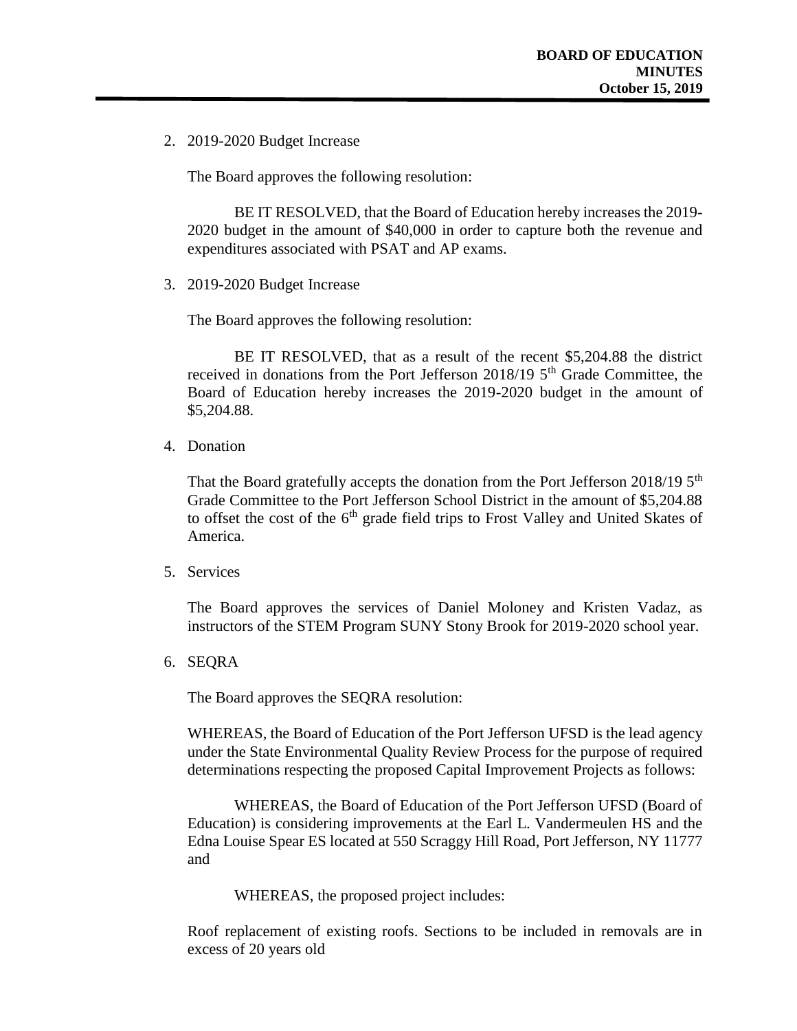2. 2019-2020 Budget Increase

   The Board approves the following resolution:

   BE IT RESOLVED, that the Board of Education hereby increases the 2019-2020 budget in the amount of $40,000 in order to capture both the revenue and expenditures associated with PSAT and AP exams.

3. 2019-2020 Budget Increase

   The Board approves the following resolution:

   BE IT RESOLVED, that as a result of the recent $5,204.88 the district received in donations from the Port Jefferson 2018/19 5th Grade Committee, the Board of Education hereby increases the 2019-2020 budget in the amount of $5,204.88.

4. Donation

   That the Board gratefully accepts the donation from the Port Jefferson 2018/19 5th Grade Committee to the Port Jefferson School District in the amount of $5,204.88 to offset the cost of the 6th grade field trips to Frost Valley and United Skates of America.

5. Services

   The Board approves the services of Daniel Moloney and Kristen Vadaz, as instructors of the STEM Program SUNY Stony Brook for 2019-2020 school year.

6. SEQRA

   The Board approves the SEQRA resolution:

   WHEREAS, the Board of Education of the Port Jefferson UFSD is the lead agency under the State Environmental Quality Review Process for the purpose of required determinations respecting the proposed Capital Improvement Projects as follows:

   WHEREAS, the Board of Education of the Port Jefferson UFSD (Board of Education) is considering improvements at the Earl L. Vandermeulen HS and the Edna Louise Spear ES located at 550 Scraggy Hill Road, Port Jefferson, NY 11777 and

   WHEREAS, the proposed project includes:

   Roof replacement of existing roofs. Sections to be included in removals are in excess of 20 years old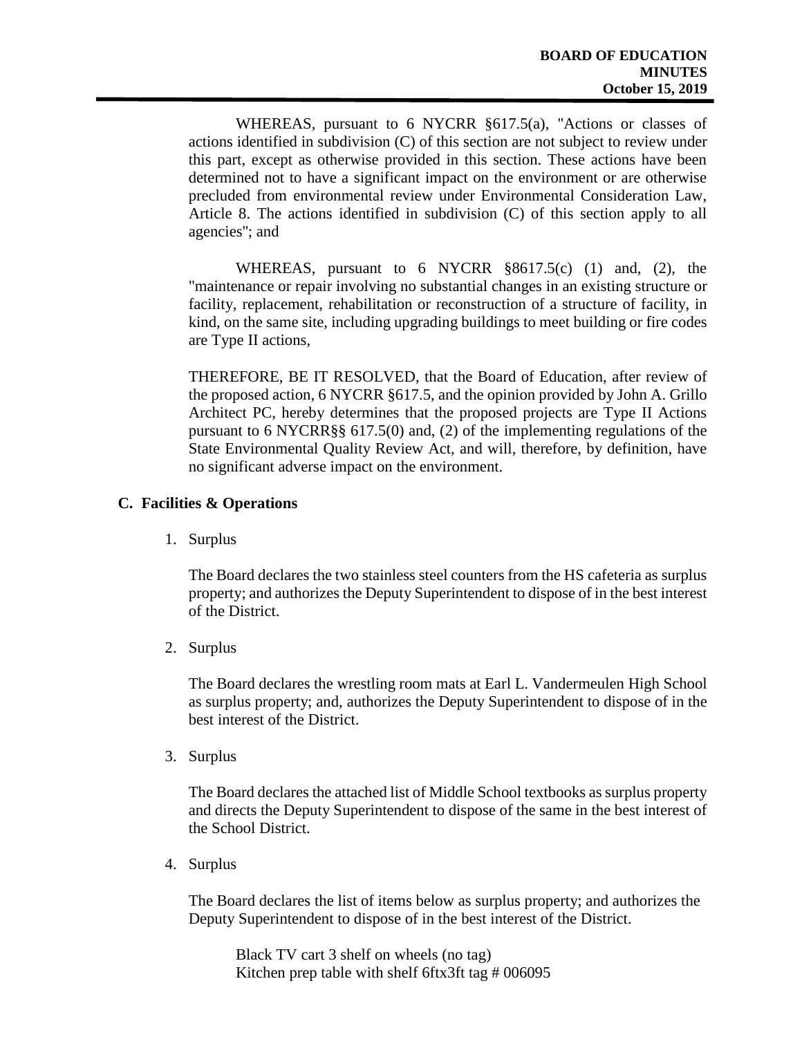WHEREAS, pursuant to 6 NYCRR §617.5(a), "Actions or classes of actions identified in subdivision (C) of this section are not subject to review under this part, except as otherwise provided in this section. These actions have been determined not to have a significant impact on the environment or are otherwise precluded from environmental review under Environmental Consideration Law, Article 8. The actions identified in subdivision (C) of this section apply to all agencies"; and

WHEREAS, pursuant to 6 NYCRR §8617.5(c) (1) and, (2), the "maintenance or repair involving no substantial changes in an existing structure or facility, replacement, rehabilitation or reconstruction of a structure of facility, in kind, on the same site, including upgrading buildings to meet building or fire codes are Type II actions,

THEREFORE, BE IT RESOLVED, that the Board of Education, after review of the proposed action, 6 NYCRR §617.5, and the opinion provided by John A. Grillo Architect PC, hereby determines that the proposed projects are Type II Actions pursuant to 6 NYCRR§§ 617.5(0) and, (2) of the implementing regulations of the State Environmental Quality Review Act, and will, therefore, by definition, have no significant adverse impact on the environment.

## C. Facilities & Operations

1. Surplus

   The Board declares the two stainless steel counters from the HS cafeteria as surplus property; and authorizes the Deputy Superintendent to dispose of in the best interest of the District.

2. Surplus

   The Board declares the wrestling room mats at Earl L. Vandermeulen High School as surplus property; and, authorizes the Deputy Superintendent to dispose of in the best interest of the District.

3. Surplus

   The Board declares the attached list of Middle School textbooks as surplus property and directs the Deputy Superintendent to dispose of the same in the best interest of the School District.

4. Surplus

   The Board declares the list of items below as surplus property; and authorizes the Deputy Superintendent to dispose of in the best interest of the District.

   Black TV cart 3 shelf on wheels (no tag)
   Kitchen prep table with shelf 6ftx3ft tag # 006095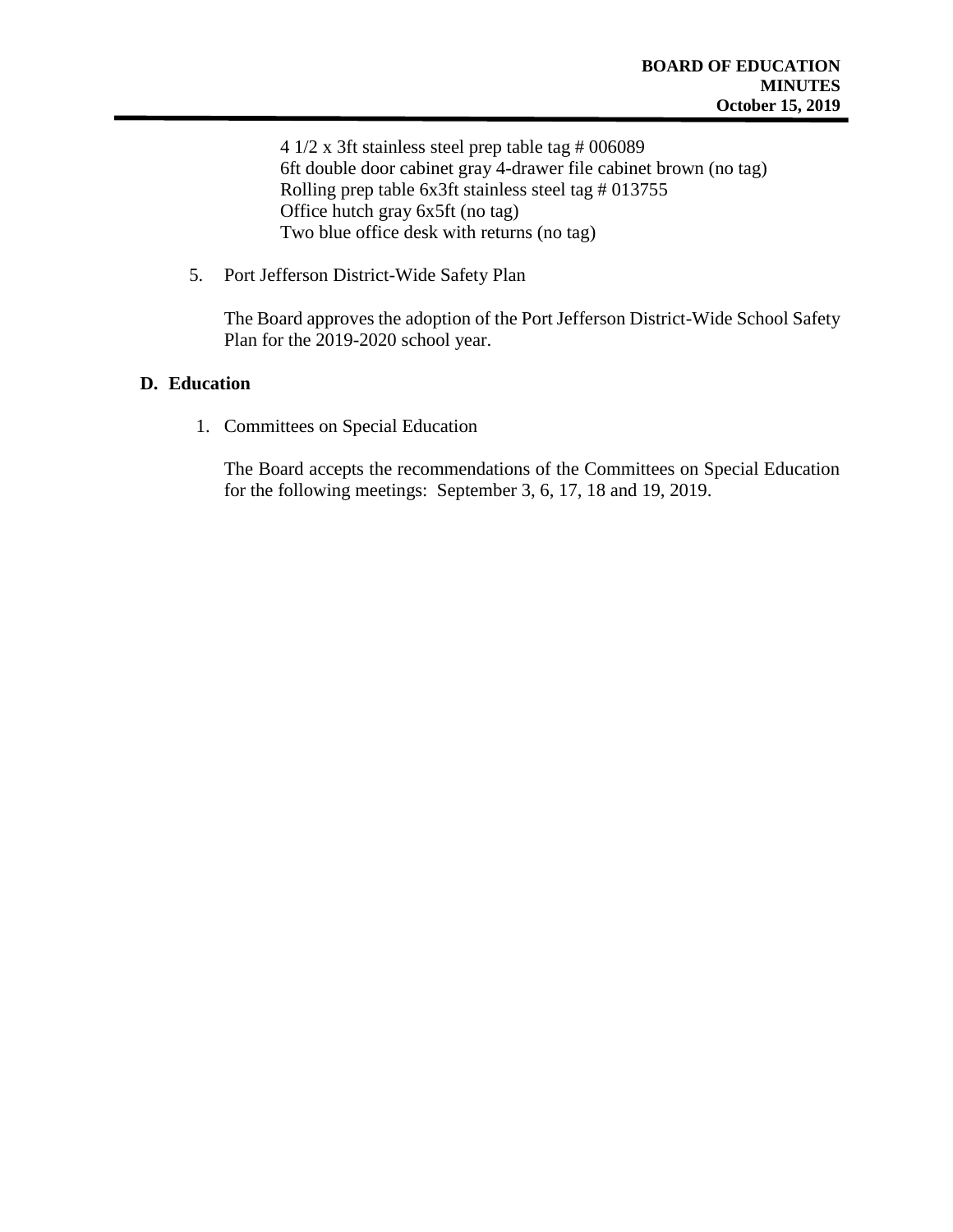4 1/2 x 3ft stainless steel prep table tag # 006089
6ft double door cabinet gray 4-drawer file cabinet brown (no tag)
Rolling prep table 6x3ft stainless steel tag # 013755
Office hutch gray 6x5ft (no tag)
Two blue office desk with returns (no tag)

5. Port Jefferson District-Wide Safety Plan

   The Board approves the adoption of the Port Jefferson District-Wide School Safety Plan for the 2019-2020 school year.

**D. Education**

1. Committees on Special Education

   The Board accepts the recommendations of the Committees on Special Education for the following meetings: September 3, 6, 17, 18 and 19, 2019.